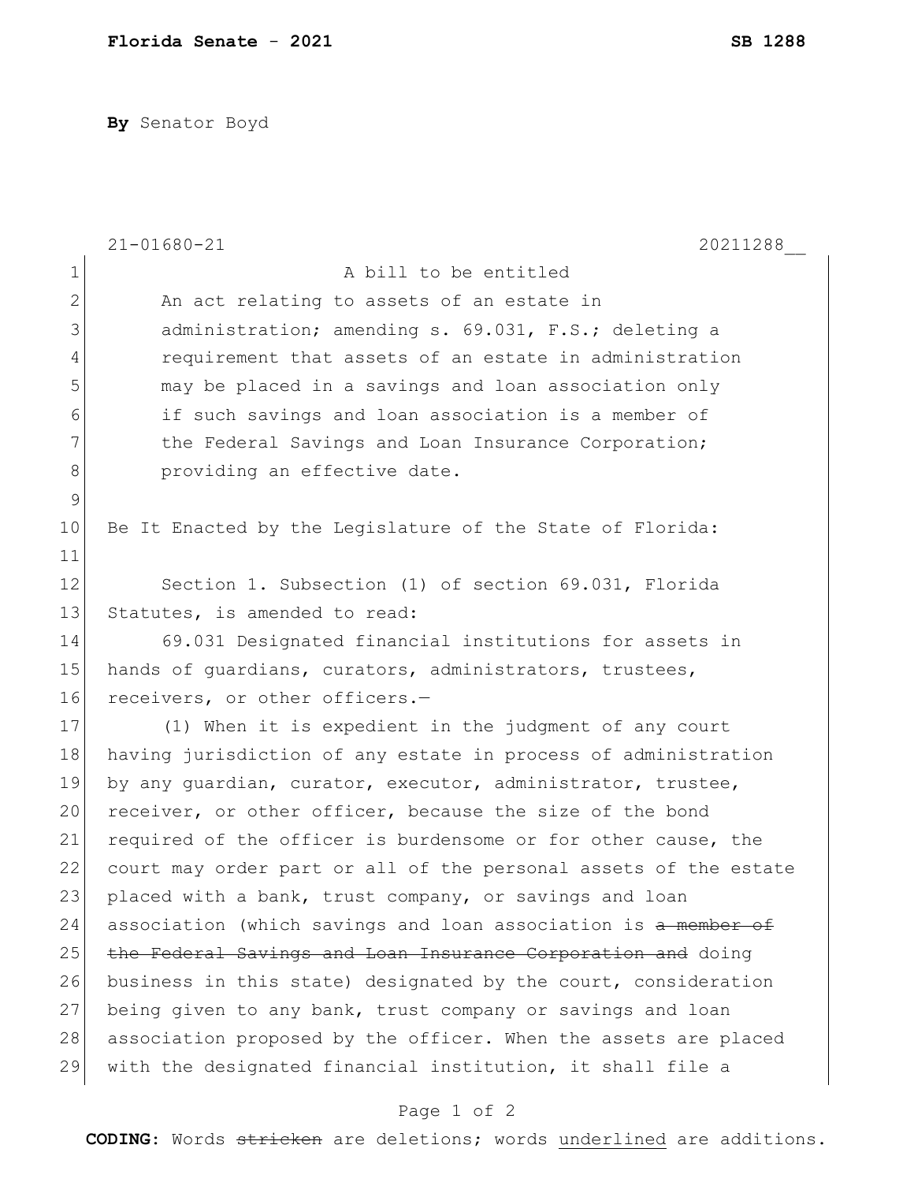**By** Senator Boyd

A bill to be entitled

An act relating to assets of an estate in administration; amending s. 69.031, F.S.; deleting a requirement that assets of an estate in administration may be placed in a savings and loan association only if such savings and loan association is a member of the Federal Savings and Loan Insurance Corporation; providing an effective date.

Be It Enacted by the Legislature of the State of Florida:

Section 1. Subsection (1) of section 69.031, Florida Statutes, is amended to read:

69.031 Designated financial institutions for assets in hands of guardians, curators, administrators, trustees, receivers, or other officers.—

(1) When it is expedient in the judgment of any court having jurisdiction of any estate in process of administration by any guardian, curator, executor, administrator, trustee, receiver, or other officer, because the size of the bond required of the officer is burdensome or for other cause, the court may order part or all of the personal assets of the estate placed with a bank, trust company, or savings and loan association (which savings and loan association is ~~a member of the Federal Savings and Loan Insurance Corporation and~~ doing business in this state) designated by the court, consideration being given to any bank, trust company or savings and loan association proposed by the officer. When the assets are placed with the designated financial institution, it shall file a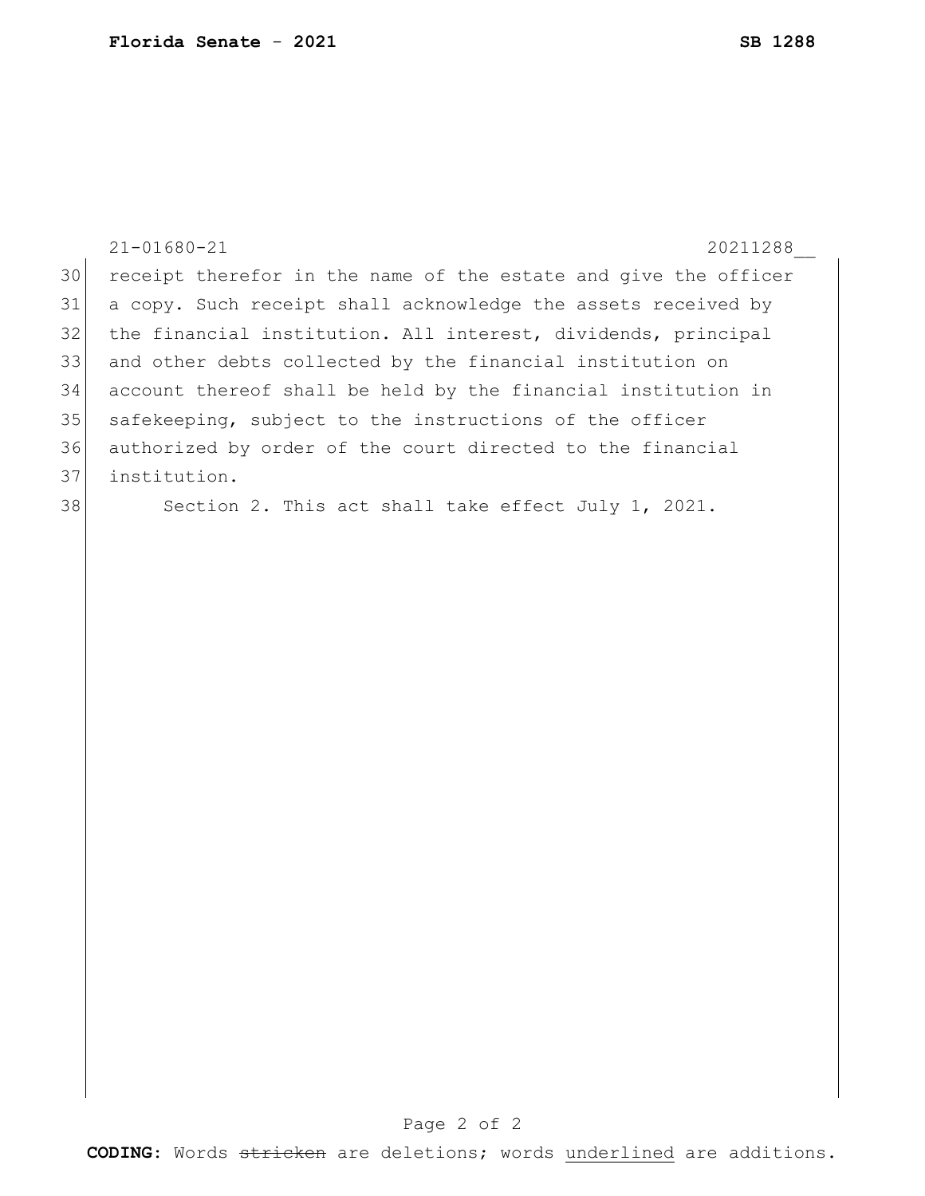21-01680-21 20211288__

receipt therefor in the name of the estate and give the officer a copy. Such receipt shall acknowledge the assets received by the financial institution. All interest, dividends, principal and other debts collected by the financial institution on account thereof shall be held by the financial institution in safekeeping, subject to the instructions of the officer authorized by order of the court directed to the financial institution.

Section 2. This act shall take effect July 1, 2021.

**CODING:** Words ~~stricken~~ are deletions; words <u>underlined</u> are additions.